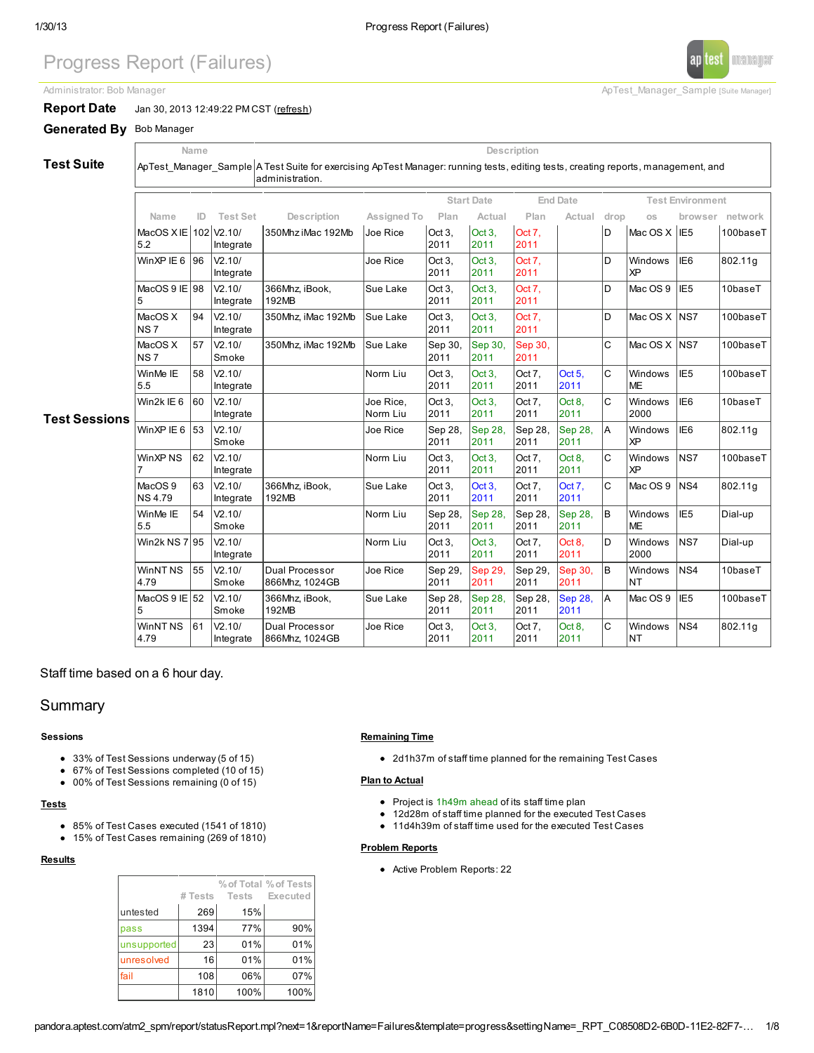# Progress Report (Failures)

Administrator: Bob Manager

ApTest_Manager_Sample [Suite Manager]

**Report Date** Jan 30, 2013 12:49:22 PM CST (refresh)

**Generated By** Bob Manager

## Test Suite

| Name | Description |
|---|---|
| ApTest_Manager_Sample | A Test Suite for exercising ApTest Manager: running tests, editing tests, creating reports, management, and administration. |

## Test Sessions

| | | | | | Start Date | | End Date | | | Test Environment | | |
|---|---|---|---|---|---|---|---|---|---|---|---|---|
| Name | ID | Test Set | Description | Assigned To | Plan | Actual | Plan | Actual | drop | os | browser | network |
| MacOS X IE 5.2 | 102 | V2.10/ Integrate | 350Mhz iMac 192Mb | Joe Rice | Oct 3, 2011 | Oct 3, 2011 | Oct 7, 2011 | | D | Mac OS X | IE5 | 100baseT |
| WinXP IE 6 | 96 | V2.10/ Integrate | | Joe Rice | Oct 3, 2011 | Oct 3, 2011 | Oct 7, 2011 | | D | Windows XP | IE6 | 802.11g |
| MacOS 9 IE 5 | 98 | V2.10/ Integrate | 366Mhz, iBook, 192MB | Sue Lake | Oct 3, 2011 | Oct 3, 2011 | Oct 7, 2011 | | D | Mac OS 9 | IE5 | 10baseT |
| MacOS X NS 7 | 94 | V2.10/ Integrate | 350Mhz, iMac 192Mb | Sue Lake | Oct 3, 2011 | Oct 3, 2011 | Oct 7, 2011 | | D | Mac OS X | NS7 | 100baseT |
| MacOS X NS 7 | 57 | V2.10/ Smoke | 350Mhz, iMac 192Mb | Sue Lake | Sep 30, 2011 | Sep 30, 2011 | Sep 30, 2011 | | C | Mac OS X | NS7 | 100baseT |
| WinMe IE 5.5 | 58 | V2.10/ Integrate | | Norm Liu | Oct 3, 2011 | Oct 3, 2011 | Oct 7, 2011 | Oct 5, 2011 | C | Windows ME | IE5 | 100baseT |
| Win2k IE 6 | 60 | V2.10/ Integrate | | Joe Rice, Norm Liu | Oct 3, 2011 | Oct 3, 2011 | Oct 7, 2011 | Oct 8, 2011 | C | Windows 2000 | IE6 | 10baseT |
| WinXP IE 6 | 53 | V2.10/ Smoke | | Joe Rice | Sep 28, 2011 | Sep 28, 2011 | Sep 28, 2011 | Sep 28, 2011 | A | Windows XP | IE6 | 802.11g |
| WinXP NS 7 | 62 | V2.10/ Integrate | | Norm Liu | Oct 3, 2011 | Oct 3, 2011 | Oct 7, 2011 | Oct 8, 2011 | C | Windows XP | NS7 | 100baseT |
| MacOS 9 NS 4.79 | 63 | V2.10/ Integrate | 366Mhz, iBook, 192MB | Sue Lake | Oct 3, 2011 | Oct 3, 2011 | Oct 7, 2011 | Oct 7, 2011 | C | Mac OS 9 | NS4 | 802.11g |
| WinMe IE 5.5 | 54 | V2.10/ Smoke | | Norm Liu | Sep 28, 2011 | Sep 28, 2011 | Sep 28, 2011 | Sep 28, 2011 | B | Windows ME | IE5 | Dial-up |
| Win2k NS 7 | 95 | V2.10/ Integrate | | Norm Liu | Oct 3, 2011 | Oct 3, 2011 | Oct 7, 2011 | Oct 8, 2011 | D | Windows 2000 | NS7 | Dial-up |
| WinNT NS 4.79 | 55 | V2.10/ Smoke | Dual Processor 866Mhz, 1024GB | Joe Rice | Sep 29, 2011 | Sep 29, 2011 | Sep 29, 2011 | Sep 30, 2011 | B | Windows NT | NS4 | 10baseT |
| MacOS 9 IE 5 | 52 | V2.10/ Smoke | 366Mhz, iBook, 192MB | Sue Lake | Sep 28, 2011 | Sep 28, 2011 | Sep 28, 2011 | Sep 28, 2011 | A | Mac OS 9 | IE5 | 100baseT |
| WinNT NS 4.79 | 61 | V2.10/ Integrate | Dual Processor 866Mhz, 1024GB | Joe Rice | Oct 3, 2011 | Oct 3, 2011 | Oct 7, 2011 | Oct 8, 2011 | C | Windows NT | NS4 | 802.11g |

Staff time based on a 6 hour day.

## Summary

### Sessions

- 33% of Test Sessions underway (5 of 15)
- 67% of Test Sessions completed (10 of 15)
- 00% of Test Sessions remaining (0 of 15)

### Tests

- 85% of Test Cases executed (1541 of 1810)
- 15% of Test Cases remaining (269 of 1810)

### Results

| | # Tests | % of Total Tests | % of Tests Executed |
|---|---|---|---|
| untested | 269 | 15% | |
| pass | 1394 | 77% | 90% |
| unsupported | 23 | 01% | 01% |
| unresolved | 16 | 01% | 01% |
| fail | 108 | 06% | 07% |
| | 1810 | 100% | 100% |

### Remaining Time

- 2d1h37m of staff time planned for the remaining Test Cases

### Plan to Actual

- Project is 1h49m ahead of its staff time plan
- 12d28m of staff time planned for the executed Test Cases
- 11d4h39m of staff time used for the executed Test Cases

### Problem Reports

- Active Problem Reports: 22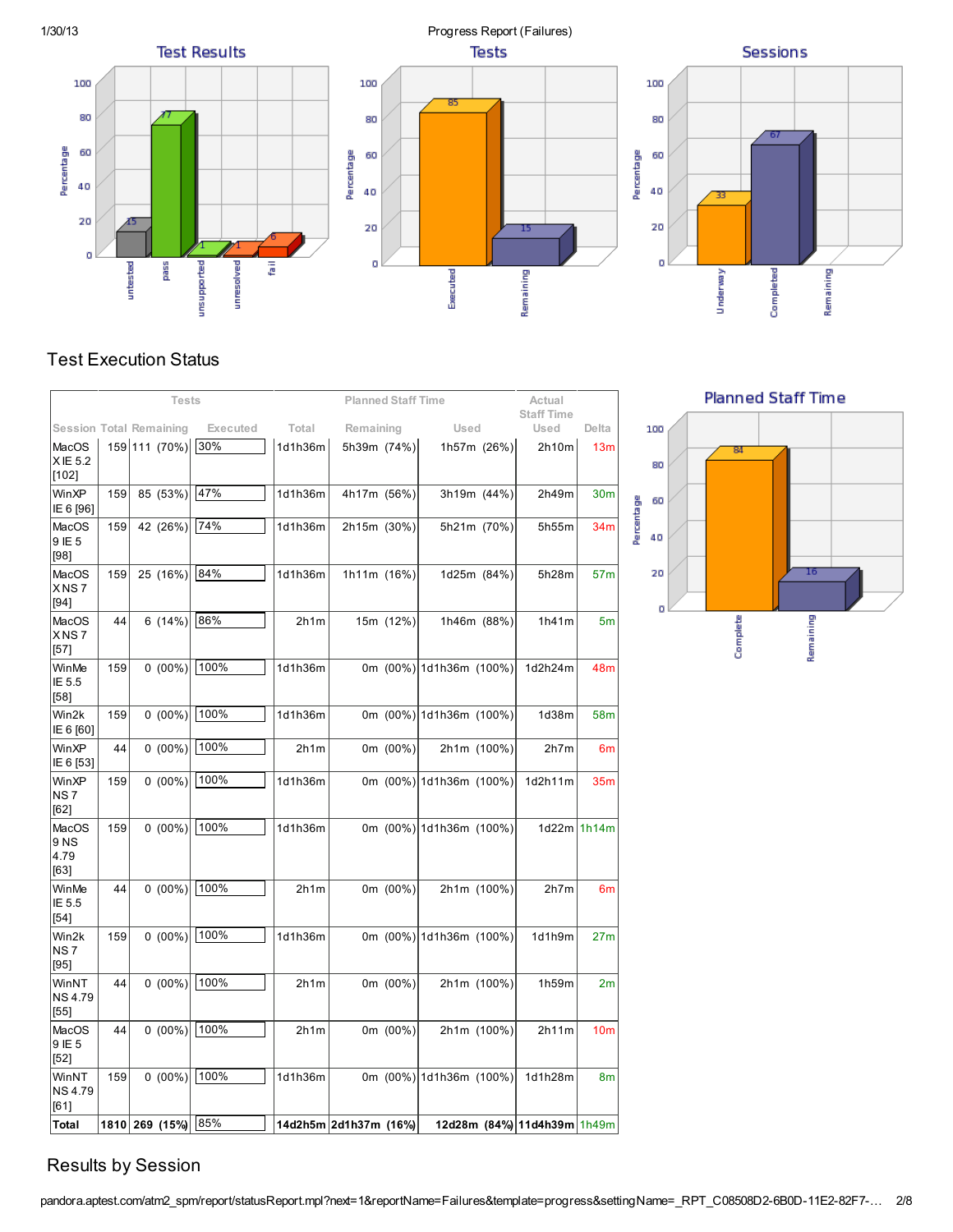Progress Report (Failures)

Test Results

Tests

Sessions

## Test Execution Status

| Session | Tests: Total | Tests: Remaining | Tests: Executed | Planned Staff Time: Total | Planned Staff Time: Remaining | Planned Staff Time: Used | Actual Staff Time Used | Delta |
|---|---|---|---|---|---|---|---|---|
| MacOS X IE 5.2 [102] | 159 | 111 (70%) | 30% | 1d1h36m | 5h39m (74%) | 1h57m (26%) | 2h10m | 13m |
| WinXP IE 6 [96] | 159 | 85 (53%) | 47% | 1d1h36m | 4h17m (56%) | 3h19m (44%) | 2h49m | 30m |
| MacOS 9 IE 5 [98] | 159 | 42 (26%) | 74% | 1d1h36m | 2h15m (30%) | 5h21m (70%) | 5h55m | 34m |
| MacOS X NS 7 [94] | 159 | 25 (16%) | 84% | 1d1h36m | 1h11m (16%) | 1d25m (84%) | 5h28m | 57m |
| MacOS X NS 7 [57] | 44 | 6 (14%) | 86% | 2h1m | 15m (12%) | 1h46m (88%) | 1h41m | 5m |
| WinMe IE 5.5 [58] | 159 | 0 (00%) | 100% | 1d1h36m | 0m (00%) | 1d1h36m (100%) | 1d2h24m | 48m |
| Win2k IE 6 [60] | 159 | 0 (00%) | 100% | 1d1h36m | 0m (00%) | 1d1h36m (100%) | 1d38m | 58m |
| WinXP IE 6 [53] | 44 | 0 (00%) | 100% | 2h1m | 0m (00%) | 2h1m (100%) | 2h7m | 6m |
| WinXP NS 7 [62] | 159 | 0 (00%) | 100% | 1d1h36m | 0m (00%) | 1d1h36m (100%) | 1d2h11m | 35m |
| MacOS 9 NS 4.79 [63] | 159 | 0 (00%) | 100% | 1d1h36m | 0m (00%) | 1d1h36m (100%) | 1d22m | 1h14m |
| WinMe IE 5.5 [54] | 44 | 0 (00%) | 100% | 2h1m | 0m (00%) | 2h1m (100%) | 2h7m | 6m |
| Win2k NS 7 [95] | 159 | 0 (00%) | 100% | 1d1h36m | 0m (00%) | 1d1h36m (100%) | 1d1h9m | 27m |
| WinNT NS 4.79 [55] | 44 | 0 (00%) | 100% | 2h1m | 0m (00%) | 2h1m (100%) | 1h59m | 2m |
| MacOS 9 IE 5 [52] | 44 | 0 (00%) | 100% | 2h1m | 0m (00%) | 2h1m (100%) | 2h11m | 10m |
| WinNT NS 4.79 [61] | 159 | 0 (00%) | 100% | 1d1h36m | 0m (00%) | 1d1h36m (100%) | 1d1h28m | 8m |
| **Total** | **1810** | **269 (15%)** | 85% | **14d2h5m** | **2d1h37m (16%)** | **12d28m (84%)** | **11d4h39m** | 1h49m |

Planned Staff Time

## Results by Session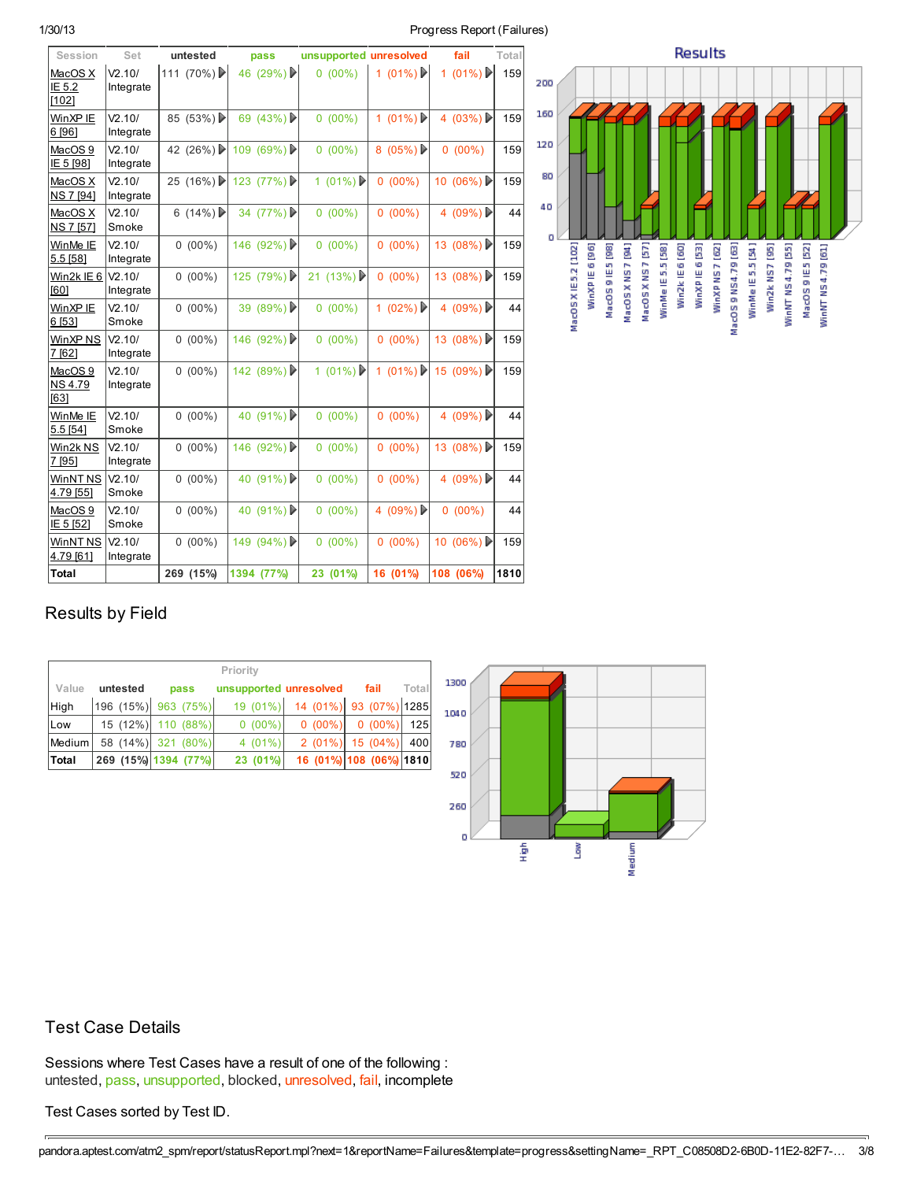| Session | Set | untested | pass | unsupported | unresolved | fail | Total |
|---|---|---|---|---|---|---|---|
| MacOS X IE 5.2 [102] | V2.10/ Integrate | 111 (70%) | 46 (29%) | 0 (00%) | 1 (01%) | 1 (01%) | 159 |
| WinXP IE 6 [96] | V2.10/ Integrate | 85 (53%) | 69 (43%) | 0 (00%) | 1 (01%) | 4 (03%) | 159 |
| MacOS 9 IE 5 [98] | V2.10/ Integrate | 42 (26%) | 109 (69%) | 0 (00%) | 8 (05%) | 0 (00%) | 159 |
| MacOS X NS 7 [94] | V2.10/ Integrate | 25 (16%) | 123 (77%) | 1 (01%) | 0 (00%) | 10 (06%) | 159 |
| MacOS X NS 7 [57] | V2.10/ Smoke | 6 (14%) | 34 (77%) | 0 (00%) | 0 (00%) | 4 (09%) | 44 |
| WinMe IE 5.5 [58] | V2.10/ Integrate | 0 (00%) | 146 (92%) | 0 (00%) | 0 (00%) | 13 (08%) | 159 |
| Win2k IE 6 [60] | V2.10/ Integrate | 0 (00%) | 125 (79%) | 21 (13%) | 0 (00%) | 13 (08%) | 159 |
| WinXP IE 6 [53] | V2.10/ Smoke | 0 (00%) | 39 (89%) | 0 (00%) | 1 (02%) | 4 (09%) | 44 |
| WinXP NS 7 [62] | V2.10/ Integrate | 0 (00%) | 146 (92%) | 0 (00%) | 0 (00%) | 13 (08%) | 159 |
| MacOS 9 NS 4.79 [63] | V2.10/ Integrate | 0 (00%) | 142 (89%) | 1 (01%) | 1 (01%) | 15 (09%) | 159 |
| WinMe IE 5.5 [54] | V2.10/ Smoke | 0 (00%) | 40 (91%) | 0 (00%) | 0 (00%) | 4 (09%) | 44 |
| Win2k NS 7 [95] | V2.10/ Integrate | 0 (00%) | 146 (92%) | 0 (00%) | 0 (00%) | 13 (08%) | 159 |
| WinNT NS 4.79 [55] | V2.10/ Smoke | 0 (00%) | 40 (91%) | 0 (00%) | 0 (00%) | 4 (09%) | 44 |
| MacOS 9 IE 5 [52] | V2.10/ Smoke | 0 (00%) | 40 (91%) | 0 (00%) | 4 (09%) | 0 (00%) | 44 |
| WinNT NS 4.79 [61] | V2.10/ Integrate | 0 (00%) | 149 (94%) | 0 (00%) | 0 (00%) | 10 (06%) | 159 |
| **Total** | | **269 (15%)** | **1394 (77%)** | **23 (01%)** | **16 (01%)** | **108 (06%)** | **1810** |

## Results by Field

| | Priority | | | | | |
|---|---|---|---|---|---|---|
| Value | untested | pass | unsupported | unresolved | fail | Total |
| High | 196 (15%) | 963 (75%) | 19 (01%) | 14 (01%) | 93 (07%) | 1285 |
| Low | 15 (12%) | 110 (88%) | 0 (00%) | 0 (00%) | 0 (00%) | 125 |
| Medium | 58 (14%) | 321 (80%) | 4 (01%) | 2 (01%) | 15 (04%) | 400 |
| **Total** | **269 (15%)** | **1394 (77%)** | **23 (01%)** | **16 (01%)** | **108 (06%)** | **1810** |

## Test Case Details

Sessions where Test Cases have a result of one of the following :
untested, pass, unsupported, blocked, unresolved, fail, incomplete

Test Cases sorted by Test ID.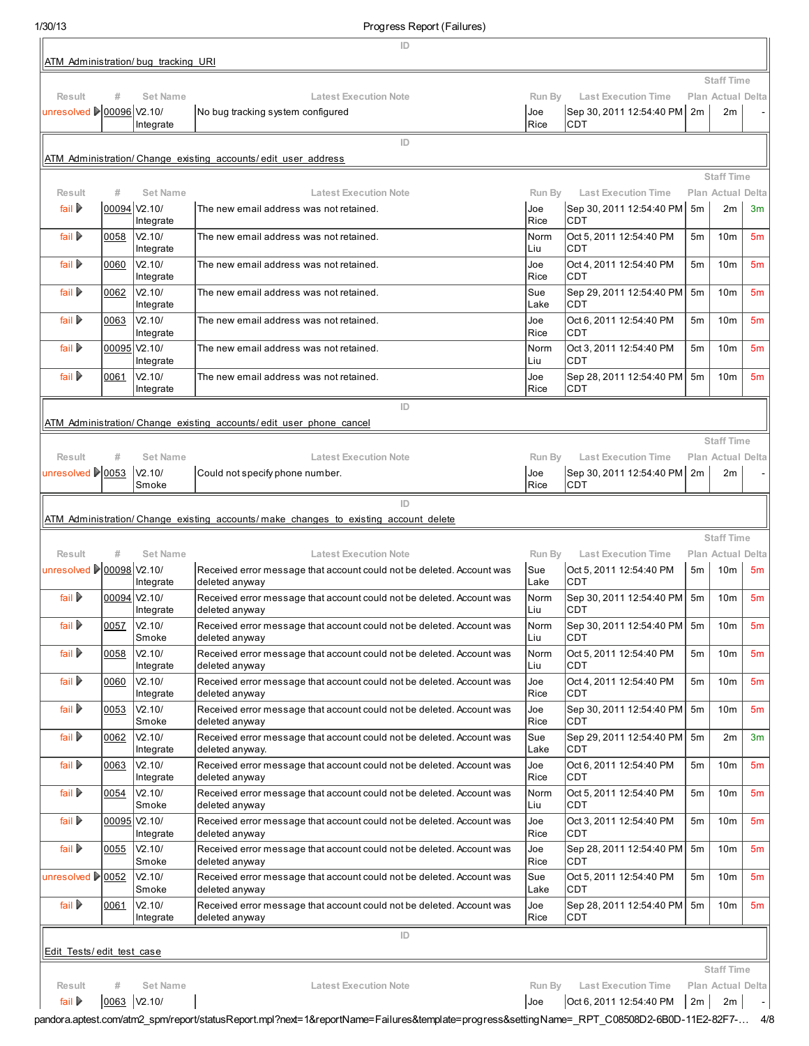| ID |
| --- |
| ATM_Administration/ bug_tracking_URI |

| Result | # | Set Name | Latest Execution Note | Run By | Last Execution Time | Staff Time Plan | Actual | Delta |
| --- | --- | --- | --- | --- | --- | --- | --- | --- |
| unresolved | 00096 | V2.10/ Integrate | No bug tracking system configured | Joe Rice | Sep 30, 2011 12:54:40 PM CDT | 2m | 2m | - |

| ID |
| --- |
| ATM_Administration/ Change_existing_accounts/ edit_user_address |

| Result | # | Set Name | Latest Execution Note | Run By | Last Execution Time | Staff Time Plan | Actual | Delta |
| --- | --- | --- | --- | --- | --- | --- | --- | --- |
| fail | 00094 | V2.10/ Integrate | The new email address was not retained. | Joe Rice | Sep 30, 2011 12:54:40 PM CDT | 5m | 2m | 3m |
| fail | 0058 | V2.10/ Integrate | The new email address was not retained. | Norm Liu | Oct 5, 2011 12:54:40 PM CDT | 5m | 10m | 5m |
| fail | 0060 | V2.10/ Integrate | The new email address was not retained. | Joe Rice | Oct 4, 2011 12:54:40 PM CDT | 5m | 10m | 5m |
| fail | 0062 | V2.10/ Integrate | The new email address was not retained. | Sue Lake | Sep 29, 2011 12:54:40 PM CDT | 5m | 10m | 5m |
| fail | 0063 | V2.10/ Integrate | The new email address was not retained. | Joe Rice | Oct 6, 2011 12:54:40 PM CDT | 5m | 10m | 5m |
| fail | 00095 | V2.10/ Integrate | The new email address was not retained. | Norm Liu | Oct 3, 2011 12:54:40 PM CDT | 5m | 10m | 5m |
| fail | 0061 | V2.10/ Integrate | The new email address was not retained. | Joe Rice | Sep 28, 2011 12:54:40 PM CDT | 5m | 10m | 5m |

| ID |
| --- |
| ATM_Administration/ Change_existing_accounts/ edit_user_phone_cancel |

| Result | # | Set Name | Latest Execution Note | Run By | Last Execution Time | Staff Time Plan | Actual | Delta |
| --- | --- | --- | --- | --- | --- | --- | --- | --- |
| unresolved | 0053 | V2.10/ Smoke | Could not specify phone number. | Joe Rice | Sep 30, 2011 12:54:40 PM CDT | 2m | 2m | - |

| ID |
| --- |
| ATM_Administration/ Change_existing_accounts/ make_changes_to_existing_account_delete |

| Result | # | Set Name | Latest Execution Note | Run By | Last Execution Time | Staff Time Plan | Actual | Delta |
| --- | --- | --- | --- | --- | --- | --- | --- | --- |
| unresolved | 00098 | V2.10/ Integrate | Received error message that account could not be deleted. Account was deleted anyway | Sue Lake | Oct 5, 2011 12:54:40 PM CDT | 5m | 10m | 5m |
| fail | 00094 | V2.10/ Integrate | Received error message that account could not be deleted. Account was deleted anyway | Norm Liu | Sep 30, 2011 12:54:40 PM CDT | 5m | 10m | 5m |
| fail | 0057 | V2.10/ Smoke | Received error message that account could not be deleted. Account was deleted anyway | Norm Liu | Sep 30, 2011 12:54:40 PM CDT | 5m | 10m | 5m |
| fail | 0058 | V2.10/ Integrate | Received error message that account could not be deleted. Account was deleted anyway | Norm Liu | Oct 5, 2011 12:54:40 PM CDT | 5m | 10m | 5m |
| fail | 0060 | V2.10/ Integrate | Received error message that account could not be deleted. Account was deleted anyway | Joe Rice | Oct 4, 2011 12:54:40 PM CDT | 5m | 10m | 5m |
| fail | 0053 | V2.10/ Smoke | Received error message that account could not be deleted. Account was deleted anyway | Joe Rice | Sep 30, 2011 12:54:40 PM CDT | 5m | 10m | 5m |
| fail | 0062 | V2.10/ Integrate | Received error message that account could not be deleted. Account was deleted anyway. | Sue Lake | Sep 29, 2011 12:54:40 PM CDT | 5m | 2m | 3m |
| fail | 0063 | V2.10/ Integrate | Received error message that account could not be deleted. Account was deleted anyway | Joe Rice | Oct 6, 2011 12:54:40 PM CDT | 5m | 10m | 5m |
| fail | 0054 | V2.10/ Smoke | Received error message that account could not be deleted. Account was deleted anyway | Norm Liu | Oct 5, 2011 12:54:40 PM CDT | 5m | 10m | 5m |
| fail | 00095 | V2.10/ Integrate | Received error message that account could not be deleted. Account was deleted anyway | Joe Rice | Oct 3, 2011 12:54:40 PM CDT | 5m | 10m | 5m |
| fail | 0055 | V2.10/ Smoke | Received error message that account could not be deleted. Account was deleted anyway | Joe Rice | Sep 28, 2011 12:54:40 PM CDT | 5m | 10m | 5m |
| unresolved | 0052 | V2.10/ Smoke | Received error message that account could not be deleted. Account was deleted anyway | Sue Lake | Oct 5, 2011 12:54:40 PM CDT | 5m | 10m | 5m |
| fail | 0061 | V2.10/ Integrate | Received error message that account could not be deleted. Account was deleted anyway | Joe Rice | Sep 28, 2011 12:54:40 PM CDT | 5m | 10m | 5m |

| ID |
| --- |
| Edit_Tests/ edit_test_case |

| Result | # | Set Name | Latest Execution Note | Run By | Last Execution Time | Staff Time Plan | Actual | Delta |
| --- | --- | --- | --- | --- | --- | --- | --- | --- |
| fail | 0063 | V2.10/ | | Joe | Oct 6, 2011 12:54:40 PM | 2m | 2m | - |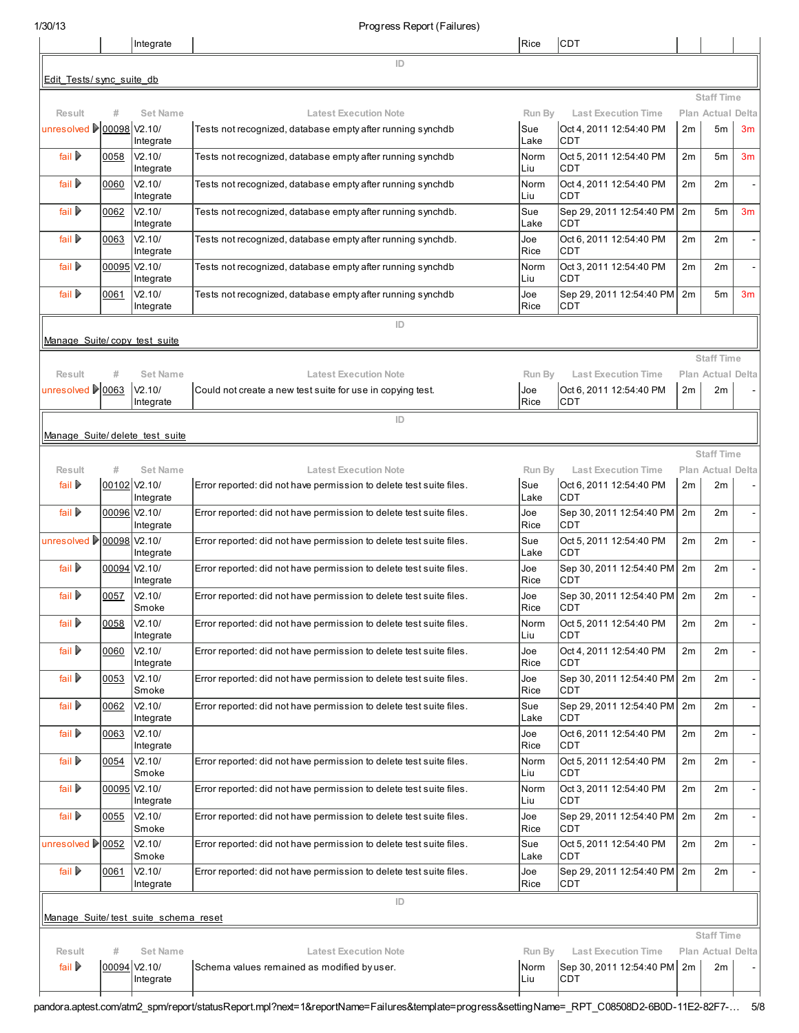| | | Integrate | | Rice | CDT | | | |
|---|---|---|---|---|---|---|---|---|

ID

Edit_Tests/ sync_suite_db

| Result | # | Set Name | Latest Execution Note | Run By | Last Execution Time | Staff Time Plan | Actual | Delta |
|---|---|---|---|---|---|---|---|---|
| unresolved | 00098 | V2.10/ Integrate | Tests not recognized, database empty after running synchdb | Sue Lake | Oct 4, 2011 12:54:40 PM CDT | 2m | 5m | 3m |
| fail | 0058 | V2.10/ Integrate | Tests not recognized, database empty after running synchdb | Norm Liu | Oct 5, 2011 12:54:40 PM CDT | 2m | 5m | 3m |
| fail | 0060 | V2.10/ Integrate | Tests not recognized, database empty after running synchdb | Norm Liu | Oct 4, 2011 12:54:40 PM CDT | 2m | 2m | - |
| fail | 0062 | V2.10/ Integrate | Tests not recognized, database empty after running synchdb. | Sue Lake | Sep 29, 2011 12:54:40 PM CDT | 2m | 5m | 3m |
| fail | 0063 | V2.10/ Integrate | Tests not recognized, database empty after running synchdb. | Joe Rice | Oct 6, 2011 12:54:40 PM CDT | 2m | 2m | - |
| fail | 00095 | V2.10/ Integrate | Tests not recognized, database empty after running synchdb | Norm Liu | Oct 3, 2011 12:54:40 PM CDT | 2m | 2m | - |
| fail | 0061 | V2.10/ Integrate | Tests not recognized, database empty after running synchdb | Joe Rice | Sep 29, 2011 12:54:40 PM CDT | 2m | 5m | 3m |

ID

Manage_Suite/ copy_test_suite

| Result | # | Set Name | Latest Execution Note | Run By | Last Execution Time | Staff Time Plan | Actual | Delta |
|---|---|---|---|---|---|---|---|---|
| unresolved | 0063 | V2.10/ Integrate | Could not create a new test suite for use in copying test. | Joe Rice | Oct 6, 2011 12:54:40 PM CDT | 2m | 2m | - |

ID

Manage_Suite/ delete_test_suite

| Result | # | Set Name | Latest Execution Note | Run By | Last Execution Time | Staff Time Plan | Actual | Delta |
|---|---|---|---|---|---|---|---|---|
| fail | 00102 | V2.10/ Integrate | Error reported: did not have permission to delete test suite files. | Sue Lake | Oct 6, 2011 12:54:40 PM CDT | 2m | 2m | - |
| fail | 00096 | V2.10/ Integrate | Error reported: did not have permission to delete test suite files. | Joe Rice | Sep 30, 2011 12:54:40 PM CDT | 2m | 2m | - |
| unresolved | 00098 | V2.10/ Integrate | Error reported: did not have permission to delete test suite files. | Sue Lake | Oct 5, 2011 12:54:40 PM CDT | 2m | 2m | - |
| fail | 00094 | V2.10/ Integrate | Error reported: did not have permission to delete test suite files. | Joe Rice | Sep 30, 2011 12:54:40 PM CDT | 2m | 2m | - |
| fail | 0057 | V2.10/ Smoke | Error reported: did not have permission to delete test suite files. | Joe Rice | Sep 30, 2011 12:54:40 PM CDT | 2m | 2m | - |
| fail | 0058 | V2.10/ Integrate | Error reported: did not have permission to delete test suite files. | Norm Liu | Oct 5, 2011 12:54:40 PM CDT | 2m | 2m | - |
| fail | 0060 | V2.10/ Integrate | Error reported: did not have permission to delete test suite files. | Joe Rice | Oct 4, 2011 12:54:40 PM CDT | 2m | 2m | - |
| fail | 0053 | V2.10/ Smoke | Error reported: did not have permission to delete test suite files. | Joe Rice | Sep 30, 2011 12:54:40 PM CDT | 2m | 2m | - |
| fail | 0062 | V2.10/ Integrate | Error reported: did not have permission to delete test suite files. | Sue Lake | Sep 29, 2011 12:54:40 PM CDT | 2m | 2m | - |
| fail | 0063 | V2.10/ Integrate | | Joe Rice | Oct 6, 2011 12:54:40 PM CDT | 2m | 2m | - |
| fail | 0054 | V2.10/ Smoke | Error reported: did not have permission to delete test suite files. | Norm Liu | Oct 5, 2011 12:54:40 PM CDT | 2m | 2m | - |
| fail | 00095 | V2.10/ Integrate | Error reported: did not have permission to delete test suite files. | Norm Liu | Oct 3, 2011 12:54:40 PM CDT | 2m | 2m | - |
| fail | 0055 | V2.10/ Smoke | Error reported: did not have permission to delete test suite files. | Joe Rice | Sep 29, 2011 12:54:40 PM CDT | 2m | 2m | - |
| unresolved | 0052 | V2.10/ Smoke | Error reported: did not have permission to delete test suite files. | Sue Lake | Oct 5, 2011 12:54:40 PM CDT | 2m | 2m | - |
| fail | 0061 | V2.10/ Integrate | Error reported: did not have permission to delete test suite files. | Joe Rice | Sep 29, 2011 12:54:40 PM CDT | 2m | 2m | - |

ID

Manage_Suite/ test_suite_schema_reset

| Result | # | Set Name | Latest Execution Note | Run By | Last Execution Time | Staff Time Plan | Actual | Delta |
|---|---|---|---|---|---|---|---|---|
| fail | 00094 | V2.10/ Integrate | Schema values remained as modified by user. | Norm Liu | Sep 30, 2011 12:54:40 PM CDT | 2m | 2m | - |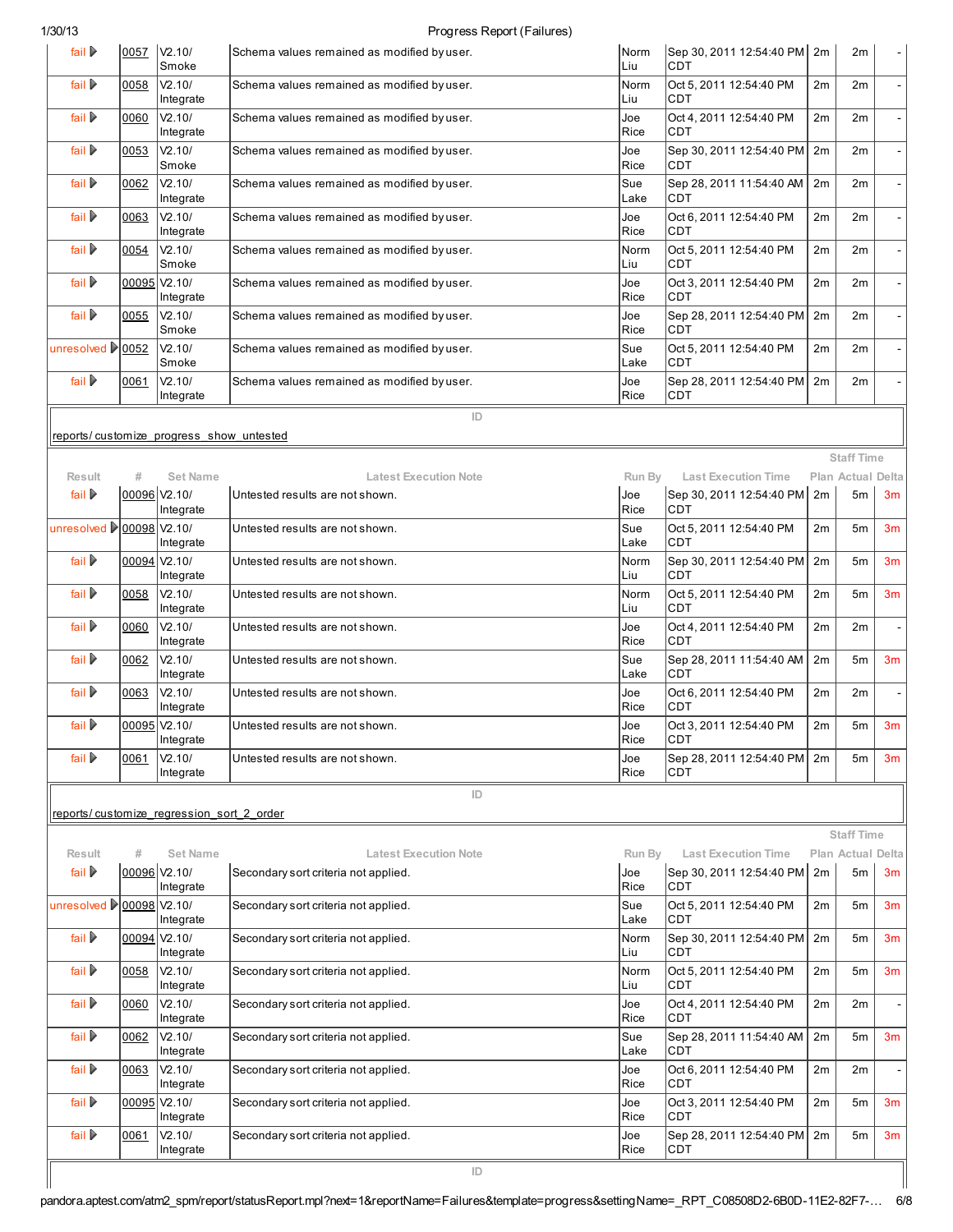| Result | # | Set Name | Latest Execution Note | Run By | Last Execution Time | Plan | Actual | Delta |
|---|---|---|---|---|---|---|---|---|
| fail | 0057 | V2.10/ Smoke | Schema values remained as modified by user. | Norm Liu | Sep 30, 2011 12:54:40 PM CDT | 2m | 2m | - |
| fail | 0058 | V2.10/ Integrate | Schema values remained as modified by user. | Norm Liu | Oct 5, 2011 12:54:40 PM CDT | 2m | 2m | - |
| fail | 0060 | V2.10/ Integrate | Schema values remained as modified by user. | Joe Rice | Oct 4, 2011 12:54:40 PM CDT | 2m | 2m | - |
| fail | 0053 | V2.10/ Smoke | Schema values remained as modified by user. | Joe Rice | Sep 30, 2011 12:54:40 PM CDT | 2m | 2m | - |
| fail | 0062 | V2.10/ Integrate | Schema values remained as modified by user. | Sue Lake | Sep 28, 2011 11:54:40 AM CDT | 2m | 2m | - |
| fail | 0063 | V2.10/ Integrate | Schema values remained as modified by user. | Joe Rice | Oct 6, 2011 12:54:40 PM CDT | 2m | 2m | - |
| fail | 0054 | V2.10/ Smoke | Schema values remained as modified by user. | Norm Liu | Oct 5, 2011 12:54:40 PM CDT | 2m | 2m | - |
| fail | 00095 | V2.10/ Integrate | Schema values remained as modified by user. | Joe Rice | Oct 3, 2011 12:54:40 PM CDT | 2m | 2m | - |
| fail | 0055 | V2.10/ Smoke | Schema values remained as modified by user. | Joe Rice | Sep 28, 2011 12:54:40 PM CDT | 2m | 2m | - |
| unresolved | 0052 | V2.10/ Smoke | Schema values remained as modified by user. | Sue Lake | Oct 5, 2011 12:54:40 PM CDT | 2m | 2m | - |
| fail | 0061 | V2.10/ Integrate | Schema values remained as modified by user. | Joe Rice | Sep 28, 2011 12:54:40 PM CDT | 2m | 2m | - |

ID

reports/ customize_progress_show_untested

| Result | # | Set Name | Latest Execution Note | Run By | Last Execution Time | Staff Time Plan | Actual | Delta |
|---|---|---|---|---|---|---|---|---|
| fail | 00096 | V2.10/ Integrate | Untested results are not shown. | Joe Rice | Sep 30, 2011 12:54:40 PM CDT | 2m | 5m | 3m |
| unresolved | 00098 | V2.10/ Integrate | Untested results are not shown. | Sue Lake | Oct 5, 2011 12:54:40 PM CDT | 2m | 5m | 3m |
| fail | 00094 | V2.10/ Integrate | Untested results are not shown. | Norm Liu | Sep 30, 2011 12:54:40 PM CDT | 2m | 5m | 3m |
| fail | 0058 | V2.10/ Integrate | Untested results are not shown. | Norm Liu | Oct 5, 2011 12:54:40 PM CDT | 2m | 5m | 3m |
| fail | 0060 | V2.10/ Integrate | Untested results are not shown. | Joe Rice | Oct 4, 2011 12:54:40 PM CDT | 2m | 2m | - |
| fail | 0062 | V2.10/ Integrate | Untested results are not shown. | Sue Lake | Sep 28, 2011 11:54:40 AM CDT | 2m | 5m | 3m |
| fail | 0063 | V2.10/ Integrate | Untested results are not shown. | Joe Rice | Oct 6, 2011 12:54:40 PM CDT | 2m | 2m | - |
| fail | 00095 | V2.10/ Integrate | Untested results are not shown. | Joe Rice | Oct 3, 2011 12:54:40 PM CDT | 2m | 5m | 3m |
| fail | 0061 | V2.10/ Integrate | Untested results are not shown. | Joe Rice | Sep 28, 2011 12:54:40 PM CDT | 2m | 5m | 3m |

ID

reports/ customize_regression_sort_2_order

| Result | # | Set Name | Latest Execution Note | Run By | Last Execution Time | Staff Time Plan | Actual | Delta |
|---|---|---|---|---|---|---|---|---|
| fail | 00096 | V2.10/ Integrate | Secondary sort criteria not applied. | Joe Rice | Sep 30, 2011 12:54:40 PM CDT | 2m | 5m | 3m |
| unresolved | 00098 | V2.10/ Integrate | Secondary sort criteria not applied. | Sue Lake | Oct 5, 2011 12:54:40 PM CDT | 2m | 5m | 3m |
| fail | 00094 | V2.10/ Integrate | Secondary sort criteria not applied. | Norm Liu | Sep 30, 2011 12:54:40 PM CDT | 2m | 5m | 3m |
| fail | 0058 | V2.10/ Integrate | Secondary sort criteria not applied. | Norm Liu | Oct 5, 2011 12:54:40 PM CDT | 2m | 5m | 3m |
| fail | 0060 | V2.10/ Integrate | Secondary sort criteria not applied. | Joe Rice | Oct 4, 2011 12:54:40 PM CDT | 2m | 2m | - |
| fail | 0062 | V2.10/ Integrate | Secondary sort criteria not applied. | Sue Lake | Sep 28, 2011 11:54:40 AM CDT | 2m | 5m | 3m |
| fail | 0063 | V2.10/ Integrate | Secondary sort criteria not applied. | Joe Rice | Oct 6, 2011 12:54:40 PM CDT | 2m | 2m | - |
| fail | 00095 | V2.10/ Integrate | Secondary sort criteria not applied. | Joe Rice | Oct 3, 2011 12:54:40 PM CDT | 2m | 5m | 3m |
| fail | 0061 | V2.10/ Integrate | Secondary sort criteria not applied. | Joe Rice | Sep 28, 2011 12:54:40 PM CDT | 2m | 5m | 3m |

ID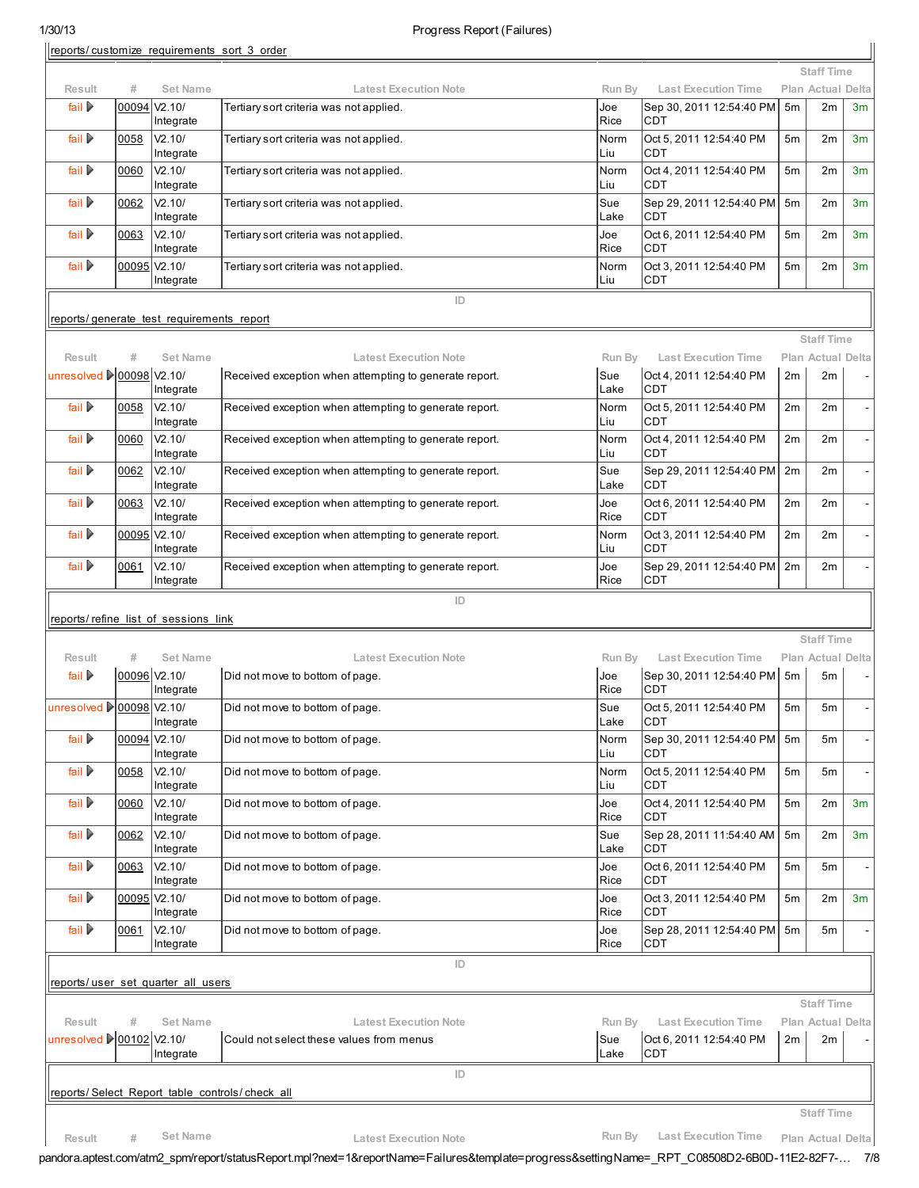reports/customize_requirements_sort_3_order

| Result | # | Set Name | Latest Execution Note | Run By | Last Execution Time | Staff Time Plan | Actual | Delta |
|---|---|---|---|---|---|---|---|---|
| fail | 00094 | V2.10/ Integrate | Tertiary sort criteria was not applied. | Joe Rice | Sep 30, 2011 12:54:40 PM CDT | 5m | 2m | 3m |
| fail | 0058 | V2.10/ Integrate | Tertiary sort criteria was not applied. | Norm Liu | Oct 5, 2011 12:54:40 PM CDT | 5m | 2m | 3m |
| fail | 0060 | V2.10/ Integrate | Tertiary sort criteria was not applied. | Norm Liu | Oct 4, 2011 12:54:40 PM CDT | 5m | 2m | 3m |
| fail | 0062 | V2.10/ Integrate | Tertiary sort criteria was not applied. | Sue Lake | Sep 29, 2011 12:54:40 PM CDT | 5m | 2m | 3m |
| fail | 0063 | V2.10/ Integrate | Tertiary sort criteria was not applied. | Joe Rice | Oct 6, 2011 12:54:40 PM CDT | 5m | 2m | 3m |
| fail | 00095 | V2.10/ Integrate | Tertiary sort criteria was not applied. | Norm Liu | Oct 3, 2011 12:54:40 PM CDT | 5m | 2m | 3m |

ID

reports/generate_test_requirements_report

| Result | # | Set Name | Latest Execution Note | Run By | Last Execution Time | Staff Time Plan | Actual | Delta |
|---|---|---|---|---|---|---|---|---|
| unresolved | 00098 | V2.10/ Integrate | Received exception when attempting to generate report. | Sue Lake | Oct 4, 2011 12:54:40 PM CDT | 2m | 2m | - |
| fail | 0058 | V2.10/ Integrate | Received exception when attempting to generate report. | Norm Liu | Oct 5, 2011 12:54:40 PM CDT | 2m | 2m | - |
| fail | 0060 | V2.10/ Integrate | Received exception when attempting to generate report. | Norm Liu | Oct 4, 2011 12:54:40 PM CDT | 2m | 2m | - |
| fail | 0062 | V2.10/ Integrate | Received exception when attempting to generate report. | Sue Lake | Sep 29, 2011 12:54:40 PM CDT | 2m | 2m | - |
| fail | 0063 | V2.10/ Integrate | Received exception when attempting to generate report. | Joe Rice | Oct 6, 2011 12:54:40 PM CDT | 2m | 2m | - |
| fail | 00095 | V2.10/ Integrate | Received exception when attempting to generate report. | Norm Liu | Oct 3, 2011 12:54:40 PM CDT | 2m | 2m | - |
| fail | 0061 | V2.10/ Integrate | Received exception when attempting to generate report. | Joe Rice | Sep 29, 2011 12:54:40 PM CDT | 2m | 2m | - |

ID

reports/refine_list_of_sessions_link

| Result | # | Set Name | Latest Execution Note | Run By | Last Execution Time | Staff Time Plan | Actual | Delta |
|---|---|---|---|---|---|---|---|---|
| fail | 00096 | V2.10/ Integrate | Did not move to bottom of page. | Joe Rice | Sep 30, 2011 12:54:40 PM CDT | 5m | 5m | - |
| unresolved | 00098 | V2.10/ Integrate | Did not move to bottom of page. | Sue Lake | Oct 5, 2011 12:54:40 PM CDT | 5m | 5m | - |
| fail | 00094 | V2.10/ Integrate | Did not move to bottom of page. | Norm Liu | Sep 30, 2011 12:54:40 PM CDT | 5m | 5m | - |
| fail | 0058 | V2.10/ Integrate | Did not move to bottom of page. | Norm Liu | Oct 5, 2011 12:54:40 PM CDT | 5m | 5m | - |
| fail | 0060 | V2.10/ Integrate | Did not move to bottom of page. | Joe Rice | Oct 4, 2011 12:54:40 PM CDT | 5m | 2m | 3m |
| fail | 0062 | V2.10/ Integrate | Did not move to bottom of page. | Sue Lake | Sep 28, 2011 11:54:40 AM CDT | 5m | 2m | 3m |
| fail | 0063 | V2.10/ Integrate | Did not move to bottom of page. | Joe Rice | Oct 6, 2011 12:54:40 PM CDT | 5m | 5m | - |
| fail | 00095 | V2.10/ Integrate | Did not move to bottom of page. | Joe Rice | Oct 3, 2011 12:54:40 PM CDT | 5m | 2m | 3m |
| fail | 0061 | V2.10/ Integrate | Did not move to bottom of page. | Joe Rice | Sep 28, 2011 12:54:40 PM CDT | 5m | 5m | - |

ID

reports/user_set_quarter_all_users

| Result | # | Set Name | Latest Execution Note | Run By | Last Execution Time | Staff Time Plan | Actual | Delta |
|---|---|---|---|---|---|---|---|---|
| unresolved | 00102 | V2.10/ Integrate | Could not select these values from menus | Sue Lake | Oct 6, 2011 12:54:40 PM CDT | 2m | 2m | - |

ID

reports/Select_Report_table_controls/check_all

| Result | # | Set Name | Latest Execution Note | Run By | Last Execution Time | Staff Time Plan | Actual | Delta |
|---|---|---|---|---|---|---|---|---|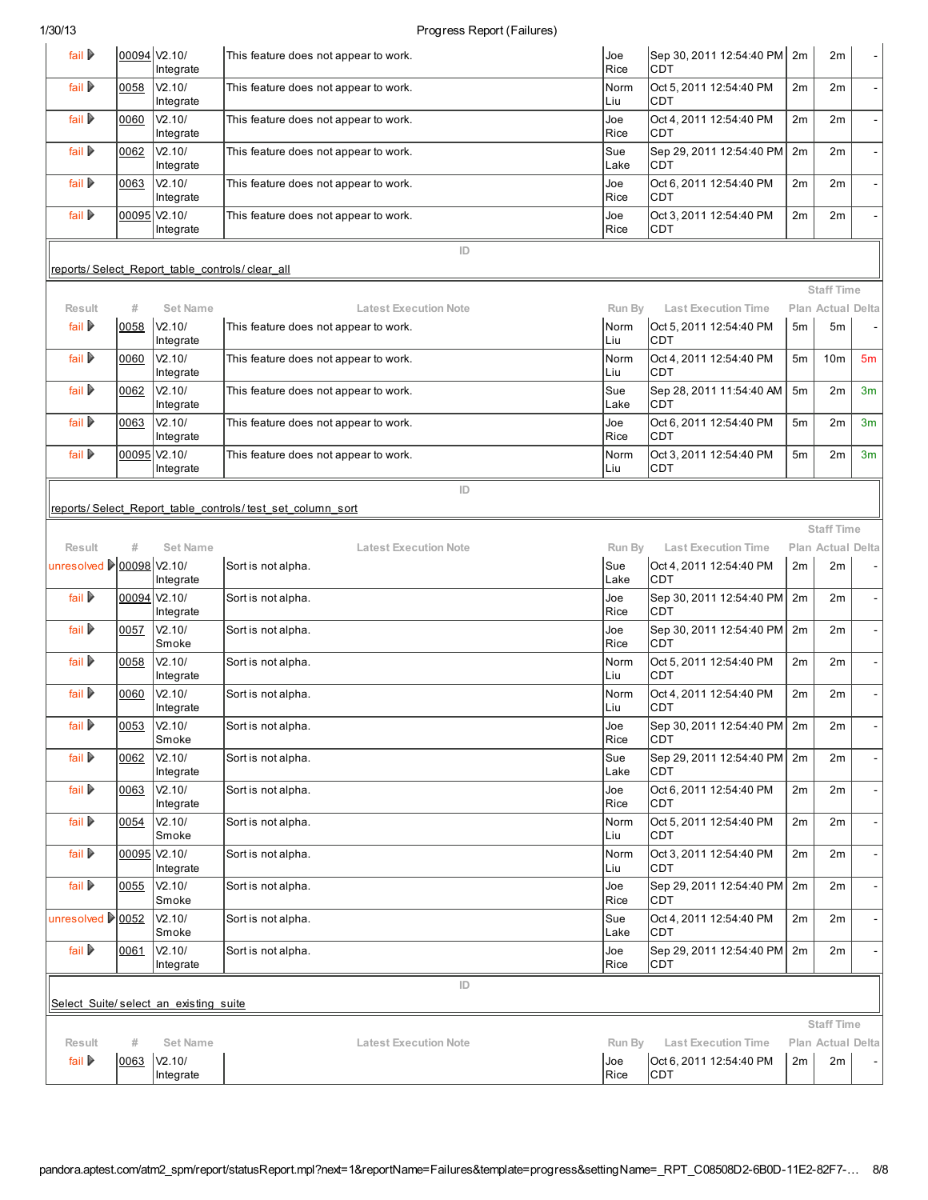| Result | # | Set Name | Latest Execution Note | Run By | Last Execution Time | Plan | Actual | Delta |
|---|---|---|---|---|---|---|---|---|
| fail | 00094 | V2.10/ Integrate | This feature does not appear to work. | Joe Rice | Sep 30, 2011 12:54:40 PM CDT | 2m | 2m | - |
| fail | 0058 | V2.10/ Integrate | This feature does not appear to work. | Norm Liu | Oct 5, 2011 12:54:40 PM CDT | 2m | 2m | - |
| fail | 0060 | V2.10/ Integrate | This feature does not appear to work. | Joe Rice | Oct 4, 2011 12:54:40 PM CDT | 2m | 2m | - |
| fail | 0062 | V2.10/ Integrate | This feature does not appear to work. | Sue Lake | Sep 29, 2011 12:54:40 PM CDT | 2m | 2m | - |
| fail | 0063 | V2.10/ Integrate | This feature does not appear to work. | Joe Rice | Oct 6, 2011 12:54:40 PM CDT | 2m | 2m | - |
| fail | 00095 | V2.10/ Integrate | This feature does not appear to work. | Joe Rice | Oct 3, 2011 12:54:40 PM CDT | 2m | 2m | - |

ID

reports/ Select_Report_table_controls/ clear_all

| Result | # | Set Name | Latest Execution Note | Run By | Last Execution Time | Staff Time Plan | Actual | Delta |
|---|---|---|---|---|---|---|---|---|
| fail | 0058 | V2.10/ Integrate | This feature does not appear to work. | Norm Liu | Oct 5, 2011 12:54:40 PM CDT | 5m | 5m | - |
| fail | 0060 | V2.10/ Integrate | This feature does not appear to work. | Norm Liu | Oct 4, 2011 12:54:40 PM CDT | 5m | 10m | 5m |
| fail | 0062 | V2.10/ Integrate | This feature does not appear to work. | Sue Lake | Sep 28, 2011 11:54:40 AM CDT | 5m | 2m | 3m |
| fail | 0063 | V2.10/ Integrate | This feature does not appear to work. | Joe Rice | Oct 6, 2011 12:54:40 PM CDT | 5m | 2m | 3m |
| fail | 00095 | V2.10/ Integrate | This feature does not appear to work. | Norm Liu | Oct 3, 2011 12:54:40 PM CDT | 5m | 2m | 3m |

ID

reports/ Select_Report_table_controls/ test_set_column_sort

| Result | # | Set Name | Latest Execution Note | Run By | Last Execution Time | Staff Time Plan | Actual | Delta |
|---|---|---|---|---|---|---|---|---|
| unresolved | 00098 | V2.10/ Integrate | Sort is not alpha. | Sue Lake | Oct 4, 2011 12:54:40 PM CDT | 2m | 2m | - |
| fail | 00094 | V2.10/ Integrate | Sort is not alpha. | Joe Rice | Sep 30, 2011 12:54:40 PM CDT | 2m | 2m | - |
| fail | 0057 | V2.10/ Smoke | Sort is not alpha. | Joe Rice | Sep 30, 2011 12:54:40 PM CDT | 2m | 2m | - |
| fail | 0058 | V2.10/ Integrate | Sort is not alpha. | Norm Liu | Oct 5, 2011 12:54:40 PM CDT | 2m | 2m | - |
| fail | 0060 | V2.10/ Integrate | Sort is not alpha. | Norm Liu | Oct 4, 2011 12:54:40 PM CDT | 2m | 2m | - |
| fail | 0053 | V2.10/ Smoke | Sort is not alpha. | Joe Rice | Sep 30, 2011 12:54:40 PM CDT | 2m | 2m | - |
| fail | 0062 | V2.10/ Integrate | Sort is not alpha. | Sue Lake | Sep 29, 2011 12:54:40 PM CDT | 2m | 2m | - |
| fail | 0063 | V2.10/ Integrate | Sort is not alpha. | Joe Rice | Oct 6, 2011 12:54:40 PM CDT | 2m | 2m | - |
| fail | 0054 | V2.10/ Smoke | Sort is not alpha. | Norm Liu | Oct 5, 2011 12:54:40 PM CDT | 2m | 2m | - |
| fail | 00095 | V2.10/ Integrate | Sort is not alpha. | Norm Liu | Oct 3, 2011 12:54:40 PM CDT | 2m | 2m | - |
| fail | 0055 | V2.10/ Smoke | Sort is not alpha. | Joe Rice | Sep 29, 2011 12:54:40 PM CDT | 2m | 2m | - |
| unresolved | 0052 | V2.10/ Smoke | Sort is not alpha. | Sue Lake | Oct 4, 2011 12:54:40 PM CDT | 2m | 2m | - |
| fail | 0061 | V2.10/ Integrate | Sort is not alpha. | Joe Rice | Sep 29, 2011 12:54:40 PM CDT | 2m | 2m | - |

ID

Select_Suite/ select_an_existing_suite

| Result | # | Set Name | Latest Execution Note | Run By | Last Execution Time | Staff Time Plan | Actual | Delta |
|---|---|---|---|---|---|---|---|---|
| fail | 0063 | V2.10/ Integrate | | Joe Rice | Oct 6, 2011 12:54:40 PM CDT | 2m | 2m | - |